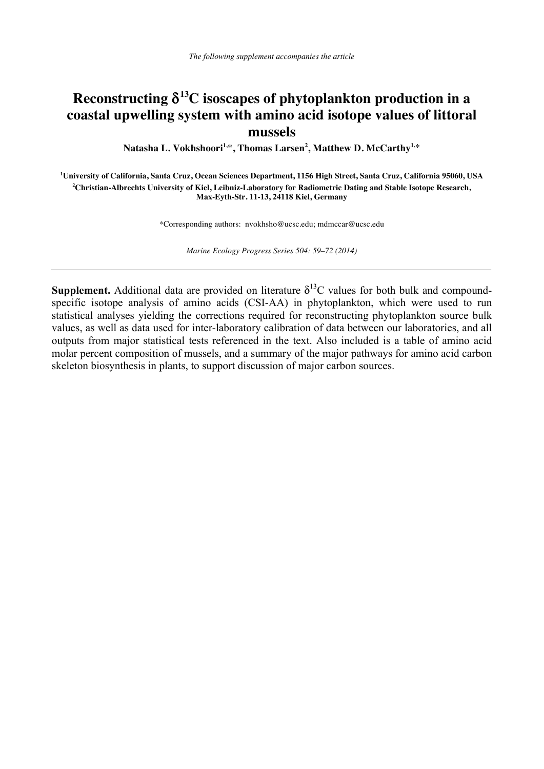*The following supplement accompanies the article*

# Reconstructing $\delta^{13}C$ isoscapes of phytoplankton production in a coastal upwelling system with amino acid isotope values of littoral mussels

**Natasha L. Vokhshoori[1,*], Thomas Larsen[2], Matthew D. McCarthy[1,*]**

**[1]University of California, Santa Cruz, Ocean Sciences Department, 1156 High Street, Santa Cruz, California 95060, USA**
**[2]Christian-Albrechts University of Kiel, Leibniz-Laboratory for Radiometric Dating and Stable Isotope Research, Max-Eyth-Str. 11-13, 24118 Kiel, Germany**

*Corresponding authors: nvokhsho@ucsc.edu; mdmccar@ucsc.edu

*Marine Ecology Progress Series 504: 59–72 (2014)*

---

**Supplement.** Additional data are provided on literature $\delta^{13}C$ values for both bulk and compound-specific isotope analysis of amino acids (CSI-AA) in phytoplankton, which were used to run statistical analyses yielding the corrections required for reconstructing phytoplankton source bulk values, as well as data used for inter-laboratory calibration of data between our laboratories, and all outputs from major statistical tests referenced in the text. Also included is a table of amino acid molar percent composition of mussels, and a summary of the major pathways for amino acid carbon skeleton biosynthesis in plants, to support discussion of major carbon sources.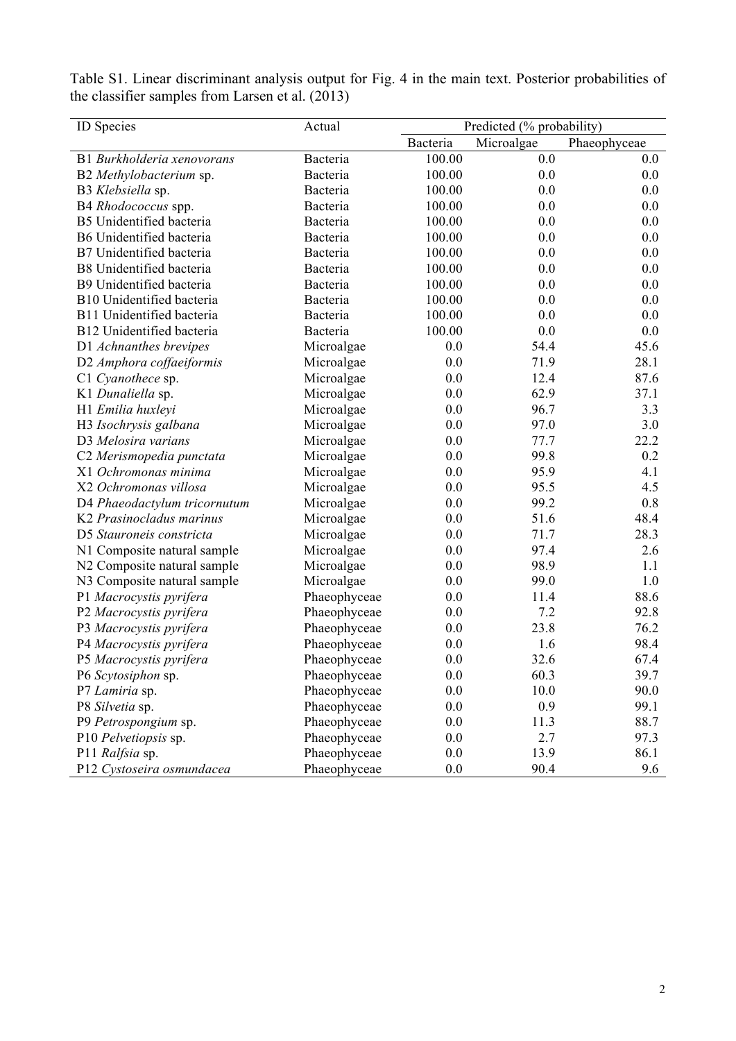Table S1. Linear discriminant analysis output for Fig. 4 in the main text. Posterior probabilities of the classifier samples from Larsen et al. (2013)

| ID Species | Actual | Predicted (% probability) | | |
|---|---|---|---|---|
| | | Bacteria | Microalgae | Phaeophyceae |
| B1 *Burkholderia xenovorans* | Bacteria | 100.00 | 0.0 | 0.0 |
| B2 *Methylobacterium* sp. | Bacteria | 100.00 | 0.0 | 0.0 |
| B3 *Klebsiella* sp. | Bacteria | 100.00 | 0.0 | 0.0 |
| B4 *Rhodococcus* spp. | Bacteria | 100.00 | 0.0 | 0.0 |
| B5 Unidentified bacteria | Bacteria | 100.00 | 0.0 | 0.0 |
| B6 Unidentified bacteria | Bacteria | 100.00 | 0.0 | 0.0 |
| B7 Unidentified bacteria | Bacteria | 100.00 | 0.0 | 0.0 |
| B8 Unidentified bacteria | Bacteria | 100.00 | 0.0 | 0.0 |
| B9 Unidentified bacteria | Bacteria | 100.00 | 0.0 | 0.0 |
| B10 Unidentified bacteria | Bacteria | 100.00 | 0.0 | 0.0 |
| B11 Unidentified bacteria | Bacteria | 100.00 | 0.0 | 0.0 |
| B12 Unidentified bacteria | Bacteria | 100.00 | 0.0 | 0.0 |
| D1 *Achnanthes brevipes* | Microalgae | 0.0 | 54.4 | 45.6 |
| D2 *Amphora coffaeiformis* | Microalgae | 0.0 | 71.9 | 28.1 |
| C1 *Cyanothece* sp. | Microalgae | 0.0 | 12.4 | 87.6 |
| K1 *Dunaliella* sp. | Microalgae | 0.0 | 62.9 | 37.1 |
| H1 *Emilia huxleyi* | Microalgae | 0.0 | 96.7 | 3.3 |
| H3 *Isochrysis galbana* | Microalgae | 0.0 | 97.0 | 3.0 |
| D3 *Melosira varians* | Microalgae | 0.0 | 77.7 | 22.2 |
| C2 *Merismopedia punctata* | Microalgae | 0.0 | 99.8 | 0.2 |
| X1 *Ochromonas minima* | Microalgae | 0.0 | 95.9 | 4.1 |
| X2 *Ochromonas villosa* | Microalgae | 0.0 | 95.5 | 4.5 |
| D4 *Phaeodactylum tricornutum* | Microalgae | 0.0 | 99.2 | 0.8 |
| K2 *Prasinocladus marinus* | Microalgae | 0.0 | 51.6 | 48.4 |
| D5 *Stauroneis constricta* | Microalgae | 0.0 | 71.7 | 28.3 |
| N1 Composite natural sample | Microalgae | 0.0 | 97.4 | 2.6 |
| N2 Composite natural sample | Microalgae | 0.0 | 98.9 | 1.1 |
| N3 Composite natural sample | Microalgae | 0.0 | 99.0 | 1.0 |
| P1 *Macrocystis pyrifera* | Phaeophyceae | 0.0 | 11.4 | 88.6 |
| P2 *Macrocystis pyrifera* | Phaeophyceae | 0.0 | 7.2 | 92.8 |
| P3 *Macrocystis pyrifera* | Phaeophyceae | 0.0 | 23.8 | 76.2 |
| P4 *Macrocystis pyrifera* | Phaeophyceae | 0.0 | 1.6 | 98.4 |
| P5 *Macrocystis pyrifera* | Phaeophyceae | 0.0 | 32.6 | 67.4 |
| P6 *Scytosiphon* sp. | Phaeophyceae | 0.0 | 60.3 | 39.7 |
| P7 *Lamiria* sp. | Phaeophyceae | 0.0 | 10.0 | 90.0 |
| P8 *Silvetia* sp. | Phaeophyceae | 0.0 | 0.9 | 99.1 |
| P9 *Petrospongium* sp. | Phaeophyceae | 0.0 | 11.3 | 88.7 |
| P10 *Pelvetiopsis* sp. | Phaeophyceae | 0.0 | 2.7 | 97.3 |
| P11 *Ralfsia* sp. | Phaeophyceae | 0.0 | 13.9 | 86.1 |
| P12 *Cystoseira osmundacea* | Phaeophyceae | 0.0 | 90.4 | 9.6 |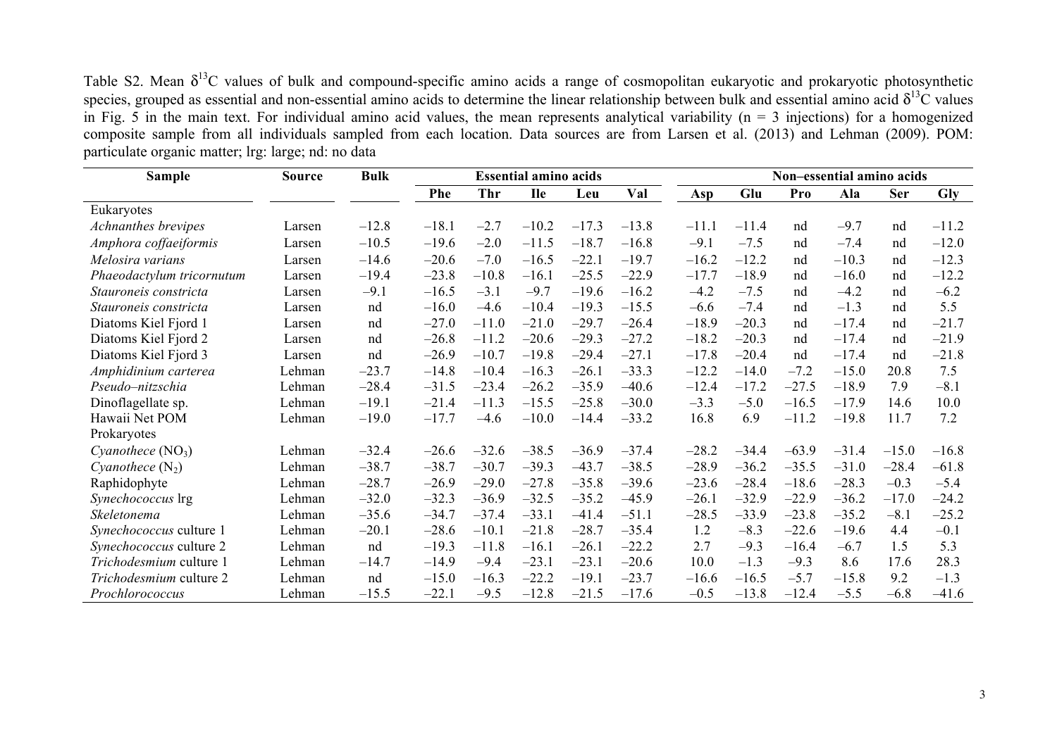Table S2. Mean $\delta^{13}C$ values of bulk and compound-specific amino acids a range of cosmopolitan eukaryotic and prokaryotic photosynthetic species, grouped as essential and non-essential amino acids to determine the linear relationship between bulk and essential amino acid $\delta^{13}C$ values in Fig. 5 in the main text. For individual amino acid values, the mean represents analytical variability (n = 3 injections) for a homogenized composite sample from all individuals sampled from each location. Data sources are from Larsen et al. (2013) and Lehman (2009). POM: particulate organic matter; lrg: large; nd: no data

| Sample | Source | Bulk | Essential amino acids | | | | | Non–essential amino acids | | | | | |
|---|---|---|---|---|---|---|---|---|---|---|---|---|---|
| | | | Phe | Thr | Ile | Leu | Val | Asp | Glu | Pro | Ala | Ser | Gly |
| Eukaryotes | | | | | | | | | | | | | |
| *Achnanthes brevipes* | Larsen | −12.8 | −18.1 | −2.7 | −10.2 | −17.3 | −13.8 | −11.1 | −11.4 | nd | −9.7 | nd | −11.2 |
| *Amphora coffaeiformis* | Larsen | −10.5 | −19.6 | −2.0 | −11.5 | −18.7 | −16.8 | −9.1 | −7.5 | nd | −7.4 | nd | −12.0 |
| *Melosira varians* | Larsen | −14.6 | −20.6 | −7.0 | −16.5 | −22.1 | −19.7 | −16.2 | −12.2 | nd | −10.3 | nd | −12.3 |
| *Phaeodactylum tricornutum* | Larsen | −19.4 | −23.8 | −10.8 | −16.1 | −25.5 | −22.9 | −17.7 | −18.9 | nd | −16.0 | nd | −12.2 |
| *Stauroneis constricta* | Larsen | −9.1 | −16.5 | −3.1 | −9.7 | −19.6 | −16.2 | −4.2 | −7.5 | nd | −4.2 | nd | −6.2 |
| *Stauroneis constricta* | Larsen | nd | −16.0 | −4.6 | −10.4 | −19.3 | −15.5 | −6.6 | −7.4 | nd | −1.3 | nd | 5.5 |
| Diatoms Kiel Fjord 1 | Larsen | nd | −27.0 | −11.0 | −21.0 | −29.7 | −26.4 | −18.9 | −20.3 | nd | −17.4 | nd | −21.7 |
| Diatoms Kiel Fjord 2 | Larsen | nd | −26.8 | −11.2 | −20.6 | −29.3 | −27.2 | −18.2 | −20.3 | nd | −17.4 | nd | −21.9 |
| Diatoms Kiel Fjord 3 | Larsen | nd | −26.9 | −10.7 | −19.8 | −29.4 | −27.1 | −17.8 | −20.4 | nd | −17.4 | nd | −21.8 |
| *Amphidinium carterea* | Lehman | −23.7 | −14.8 | −10.4 | −16.3 | −26.1 | −33.3 | −12.2 | −14.0 | −7.2 | −15.0 | 20.8 | 7.5 |
| *Pseudo–nitzschia* | Lehman | −28.4 | −31.5 | −23.4 | −26.2 | −35.9 | −40.6 | −12.4 | −17.2 | −27.5 | −18.9 | 7.9 | −8.1 |
| Dinoflagellate sp. | Lehman | −19.1 | −21.4 | −11.3 | −15.5 | −25.8 | −30.0 | −3.3 | −5.0 | −16.5 | −17.9 | 14.6 | 10.0 |
| Hawaii Net POM | Lehman | −19.0 | −17.7 | −4.6 | −10.0 | −14.4 | −33.2 | 16.8 | 6.9 | −11.2 | −19.8 | 11.7 | 7.2 |
| Prokaryotes | | | | | | | | | | | | | |
| *Cyanothece* ($NO_3$) | Lehman | −32.4 | −26.6 | −32.6 | −38.5 | −36.9 | −37.4 | −28.2 | −34.4 | −63.9 | −31.4 | −15.0 | −16.8 |
| *Cyanothece* ($N_2$) | Lehman | −38.7 | −38.7 | −30.7 | −39.3 | −43.7 | −38.5 | −28.9 | −36.2 | −35.5 | −31.0 | −28.4 | −61.8 |
| Raphidophyte | Lehman | −28.7 | −26.9 | −29.0 | −27.8 | −35.8 | −39.6 | −23.6 | −28.4 | −18.6 | −28.3 | −0.3 | −5.4 |
| *Synechococcus* lrg | Lehman | −32.0 | −32.3 | −36.9 | −32.5 | −35.2 | −45.9 | −26.1 | −32.9 | −22.9 | −36.2 | −17.0 | −24.2 |
| *Skeletonema* | Lehman | −35.6 | −34.7 | −37.4 | −33.1 | −41.4 | −51.1 | −28.5 | −33.9 | −23.8 | −35.2 | −8.1 | −25.2 |
| *Synechococcus* culture 1 | Lehman | −20.1 | −28.6 | −10.1 | −21.8 | −28.7 | −35.4 | 1.2 | −8.3 | −22.6 | −19.6 | 4.4 | −0.1 |
| *Synechococcus* culture 2 | Lehman | nd | −19.3 | −11.8 | −16.1 | −26.1 | −22.2 | 2.7 | −9.3 | −16.4 | −6.7 | 1.5 | 5.3 |
| *Trichodesmium* culture 1 | Lehman | −14.7 | −14.9 | −9.4 | −23.1 | −23.1 | −20.6 | 10.0 | −1.3 | −9.3 | 8.6 | 17.6 | 28.3 |
| *Trichodesmium* culture 2 | Lehman | nd | −15.0 | −16.3 | −22.2 | −19.1 | −23.7 | −16.6 | −16.5 | −5.7 | −15.8 | 9.2 | −1.3 |
| *Prochlorococcus* | Lehman | −15.5 | −22.1 | −9.5 | −12.8 | −21.5 | −17.6 | −0.5 | −13.8 | −12.4 | −5.5 | −6.8 | −41.6 |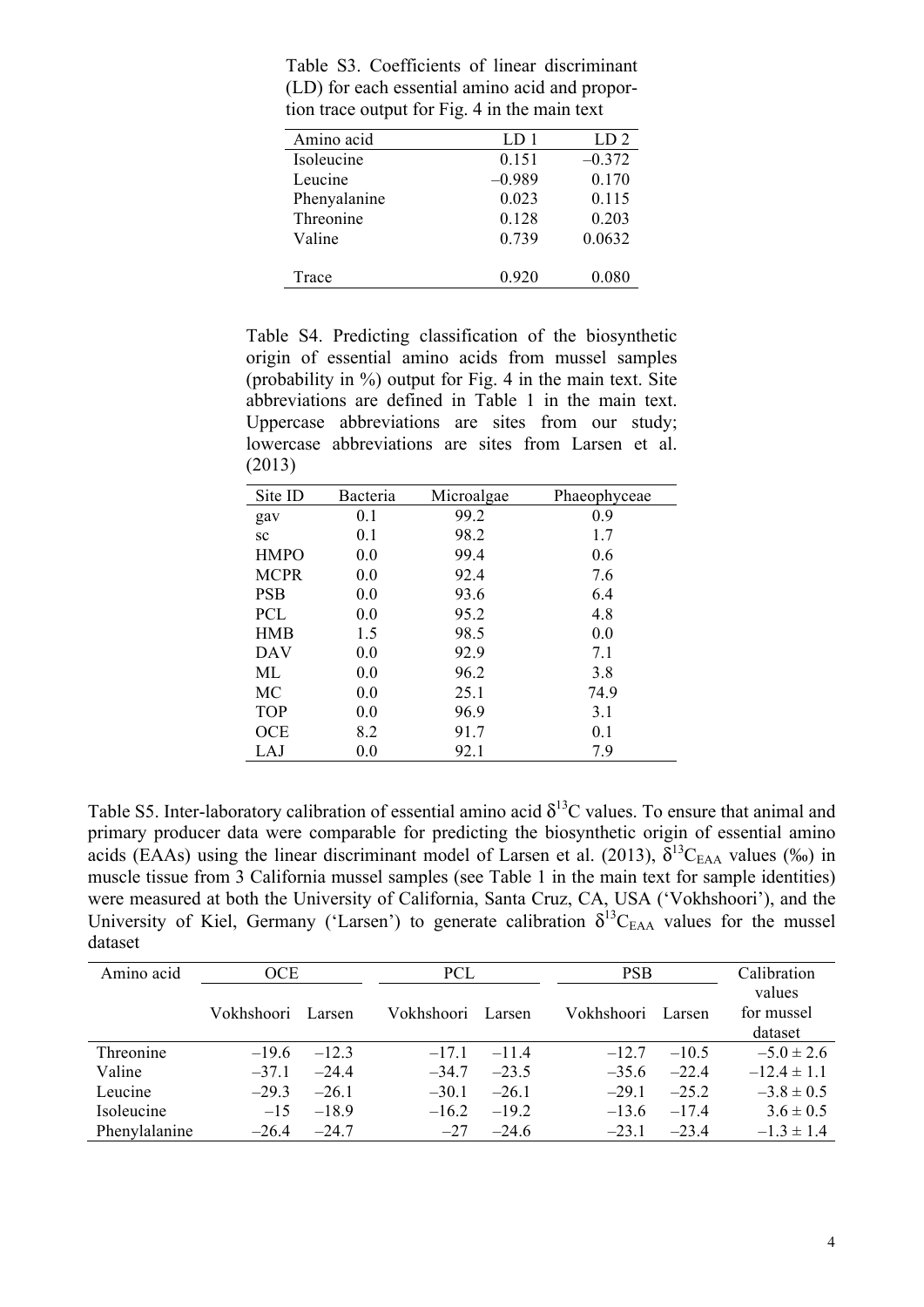Table S3. Coefficients of linear discriminant (LD) for each essential amino acid and proportion trace output for Fig. 4 in the main text

| Amino acid | LD 1 | LD 2 |
|---|---|---|
| Isoleucine | 0.151 | –0.372 |
| Leucine | –0.989 | 0.170 |
| Phenyalanine | 0.023 | 0.115 |
| Threonine | 0.128 | 0.203 |
| Valine | 0.739 | 0.0632 |
| Trace | 0.920 | 0.080 |

Table S4. Predicting classification of the biosynthetic origin of essential amino acids from mussel samples (probability in %) output for Fig. 4 in the main text. Site abbreviations are defined in Table 1 in the main text. Uppercase abbreviations are sites from our study; lowercase abbreviations are sites from Larsen et al. (2013)

| Site ID | Bacteria | Microalgae | Phaeophyceae |
|---|---|---|---|
| gav | 0.1 | 99.2 | 0.9 |
| sc | 0.1 | 98.2 | 1.7 |
| HMPO | 0.0 | 99.4 | 0.6 |
| MCPR | 0.0 | 92.4 | 7.6 |
| PSB | 0.0 | 93.6 | 6.4 |
| PCL | 0.0 | 95.2 | 4.8 |
| HMB | 1.5 | 98.5 | 0.0 |
| DAV | 0.0 | 92.9 | 7.1 |
| ML | 0.0 | 96.2 | 3.8 |
| MC | 0.0 | 25.1 | 74.9 |
| TOP | 0.0 | 96.9 | 3.1 |
| OCE | 8.2 | 91.7 | 0.1 |
| LAJ | 0.0 | 92.1 | 7.9 |

Table S5. Inter-laboratory calibration of essential amino acid $\delta^{13}C$ values. To ensure that animal and primary producer data were comparable for predicting the biosynthetic origin of essential amino acids (EAAs) using the linear discriminant model of Larsen et al. (2013), $\delta^{13}C_{EAA}$ values (‰) in muscle tissue from 3 California mussel samples (see Table 1 in the main text for sample identities) were measured at both the University of California, Santa Cruz, CA, USA ('Vokhshoori'), and the University of Kiel, Germany ('Larsen') to generate calibration $\delta^{13}C_{EAA}$ values for the mussel dataset

| Amino acid | OCE | | PCL | | PSB | | Calibration values for mussel dataset |
|---|---|---|---|---|---|---|---|
| | Vokhshoori | Larsen | Vokhshoori | Larsen | Vokhshoori | Larsen | |
| Threonine | –19.6 | –12.3 | –17.1 | –11.4 | –12.7 | –10.5 | –5.0 ± 2.6 |
| Valine | –37.1 | –24.4 | –34.7 | –23.5 | –35.6 | –22.4 | –12.4 ± 1.1 |
| Leucine | –29.3 | –26.1 | –30.1 | –26.1 | –29.1 | –25.2 | –3.8 ± 0.5 |
| Isoleucine | –15 | –18.9 | –16.2 | –19.2 | –13.6 | –17.4 | 3.6 ± 0.5 |
| Phenylalanine | –26.4 | –24.7 | –27 | –24.6 | –23.1 | –23.4 | –1.3 ± 1.4 |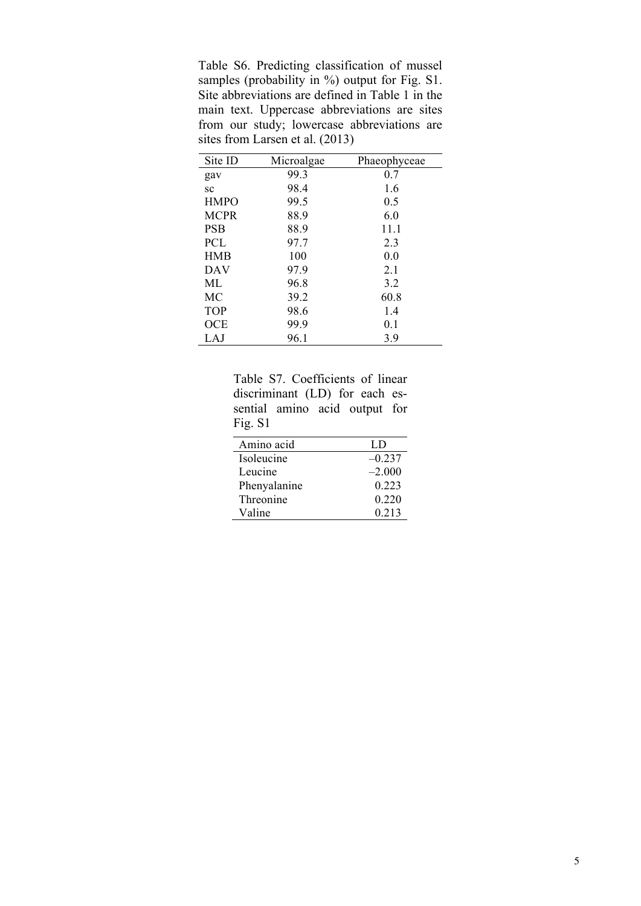Table S6. Predicting classification of mussel samples (probability in %) output for Fig. S1. Site abbreviations are defined in Table 1 in the main text. Uppercase abbreviations are sites from our study; lowercase abbreviations are sites from Larsen et al. (2013)

| Site ID | Microalgae | Phaeophyceae |
|---|---|---|
| gav | 99.3 | 0.7 |
| sc | 98.4 | 1.6 |
| HMPO | 99.5 | 0.5 |
| MCPR | 88.9 | 6.0 |
| PSB | 88.9 | 11.1 |
| PCL | 97.7 | 2.3 |
| HMB | 100 | 0.0 |
| DAV | 97.9 | 2.1 |
| ML | 96.8 | 3.2 |
| MC | 39.2 | 60.8 |
| TOP | 98.6 | 1.4 |
| OCE | 99.9 | 0.1 |
| LAJ | 96.1 | 3.9 |

Table S7. Coefficients of linear discriminant (LD) for each essential amino acid output for Fig. S1

| Amino acid | LD |
|---|---|
| Isoleucine | –0.237 |
| Leucine | –2.000 |
| Phenyalanine | 0.223 |
| Threonine | 0.220 |
| Valine | 0.213 |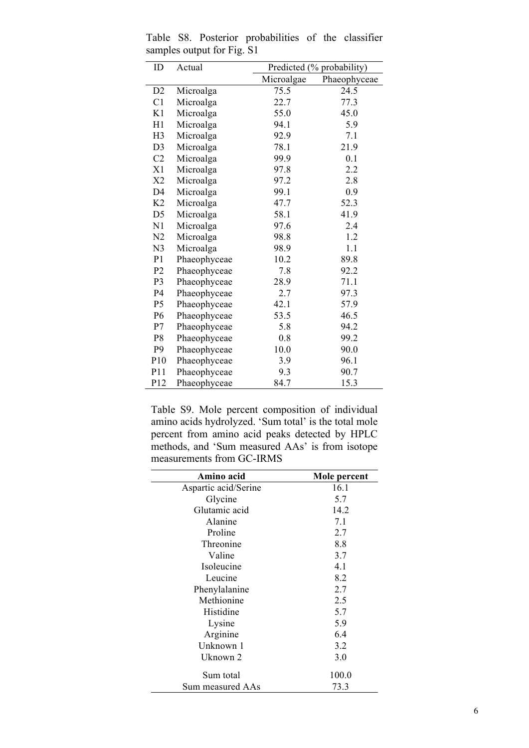Table S8. Posterior probabilities of the classifier samples output for Fig. S1

| ID | Actual | Predicted (% probability) | |
|---|---|---|---|
| | | Microalgae | Phaeophyceae |
| D2 | Microalga | 75.5 | 24.5 |
| C1 | Microalga | 22.7 | 77.3 |
| K1 | Microalga | 55.0 | 45.0 |
| H1 | Microalga | 94.1 | 5.9 |
| H3 | Microalga | 92.9 | 7.1 |
| D3 | Microalga | 78.1 | 21.9 |
| C2 | Microalga | 99.9 | 0.1 |
| X1 | Microalga | 97.8 | 2.2 |
| X2 | Microalga | 97.2 | 2.8 |
| D4 | Microalga | 99.1 | 0.9 |
| K2 | Microalga | 47.7 | 52.3 |
| D5 | Microalga | 58.1 | 41.9 |
| N1 | Microalga | 97.6 | 2.4 |
| N2 | Microalga | 98.8 | 1.2 |
| N3 | Microalga | 98.9 | 1.1 |
| P1 | Phaeophyceae | 10.2 | 89.8 |
| P2 | Phaeophyceae | 7.8 | 92.2 |
| P3 | Phaeophyceae | 28.9 | 71.1 |
| P4 | Phaeophyceae | 2.7 | 97.3 |
| P5 | Phaeophyceae | 42.1 | 57.9 |
| P6 | Phaeophyceae | 53.5 | 46.5 |
| P7 | Phaeophyceae | 5.8 | 94.2 |
| P8 | Phaeophyceae | 0.8 | 99.2 |
| P9 | Phaeophyceae | 10.0 | 90.0 |
| P10 | Phaeophyceae | 3.9 | 96.1 |
| P11 | Phaeophyceae | 9.3 | 90.7 |
| P12 | Phaeophyceae | 84.7 | 15.3 |

Table S9. Mole percent composition of individual amino acids hydrolyzed. 'Sum total' is the total mole percent from amino acid peaks detected by HPLC methods, and 'Sum measured AAs' is from isotope measurements from GC-IRMS

| Amino acid | Mole percent |
|---|---|
| Aspartic acid/Serine | 16.1 |
| Glycine | 5.7 |
| Glutamic acid | 14.2 |
| Alanine | 7.1 |
| Proline | 2.7 |
| Threonine | 8.8 |
| Valine | 3.7 |
| Isoleucine | 4.1 |
| Leucine | 8.2 |
| Phenylalanine | 2.7 |
| Methionine | 2.5 |
| Histidine | 5.7 |
| Lysine | 5.9 |
| Arginine | 6.4 |
| Unknown 1 | 3.2 |
| Uknown 2 | 3.0 |
| Sum total | 100.0 |
| Sum measured AAs | 73.3 |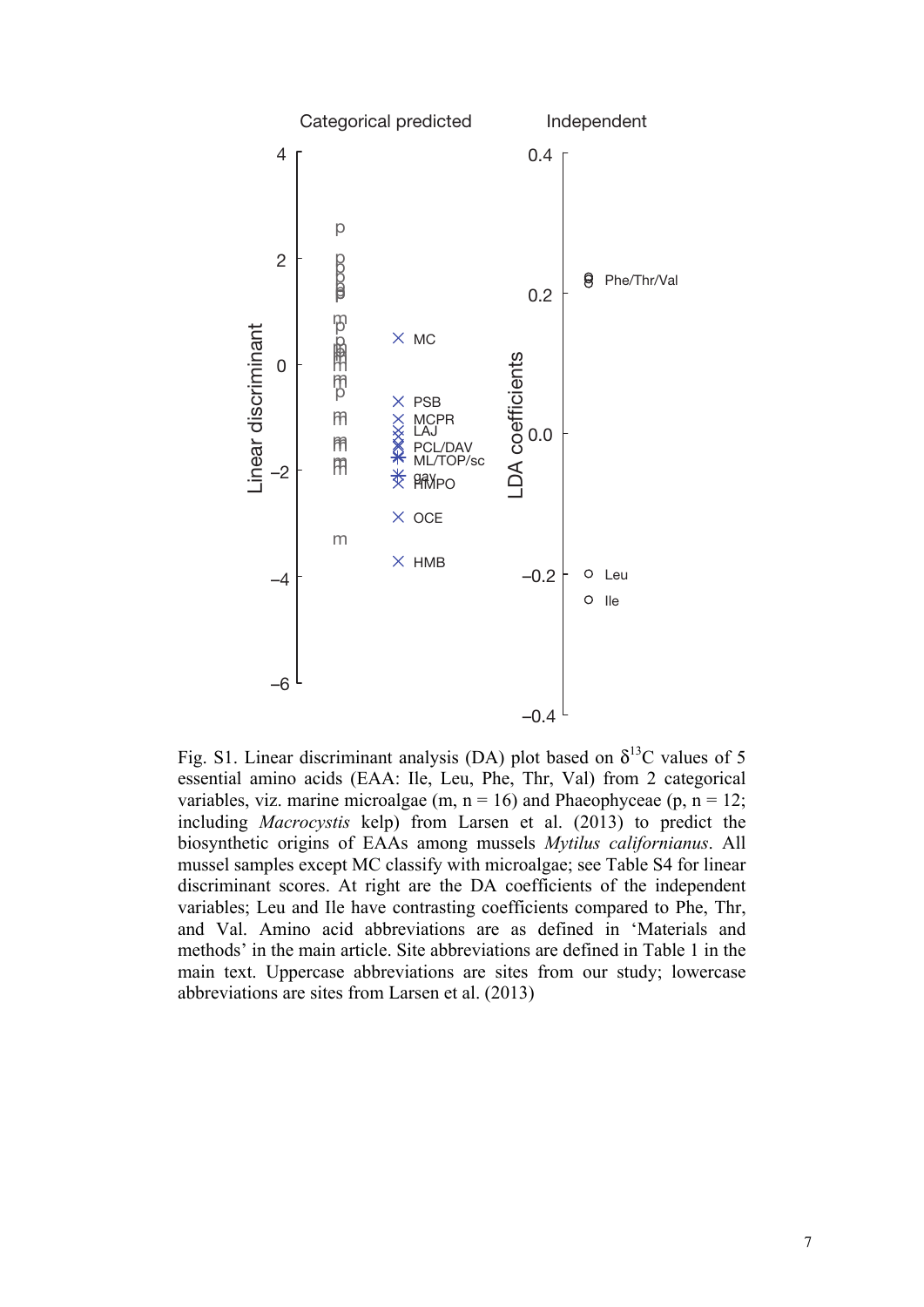Fig. S1. Linear discriminant analysis (DA) plot based on $\delta^{13}C$ values of 5 essential amino acids (EAA: Ile, Leu, Phe, Thr, Val) from 2 categorical variables, viz. marine microalgae (m, n = 16) and Phaeophyceae (p, n = 12; including *Macrocystis* kelp) from Larsen et al. (2013) to predict the biosynthetic origins of EAAs among mussels *Mytilus californianus*. All mussel samples except MC classify with microalgae; see Table S4 for linear discriminant scores. At right are the DA coefficients of the independent variables; Leu and Ile have contrasting coefficients compared to Phe, Thr, and Val. Amino acid abbreviations are as defined in 'Materials and methods' in the main article. Site abbreviations are defined in Table 1 in the main text. Uppercase abbreviations are sites from our study; lowercase abbreviations are sites from Larsen et al. (2013)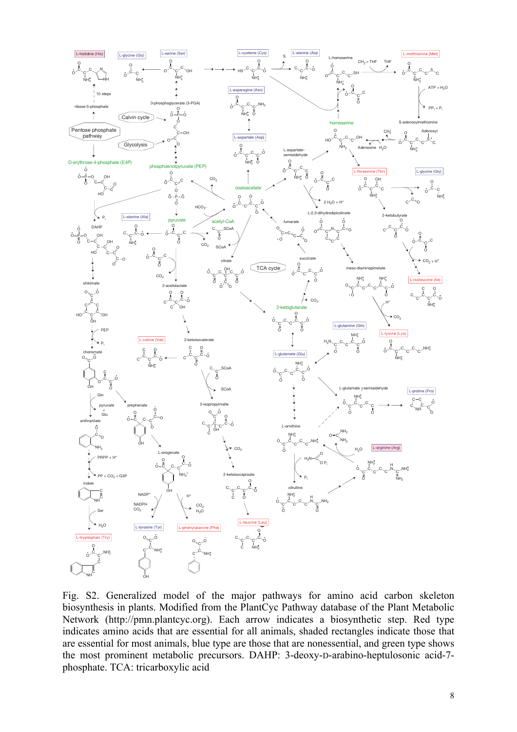Fig. S2. Generalized model of the major pathways for amino acid carbon skeleton biosynthesis in plants. Modified from the PlantCyc Pathway database of the Plant Metabolic Network (http://pmn.plantcyc.org). Each arrow indicates a biosynthetic step. Red type indicates amino acids that are essential for all animals, shaded rectangles indicate those that are essential for most animals, blue type are those that are nonessential, and green type shows the most prominent metabolic precursors. DAHP: 3-deoxy-D-arabino-heptulosonic acid-7-phosphate. TCA: tricarboxylic acid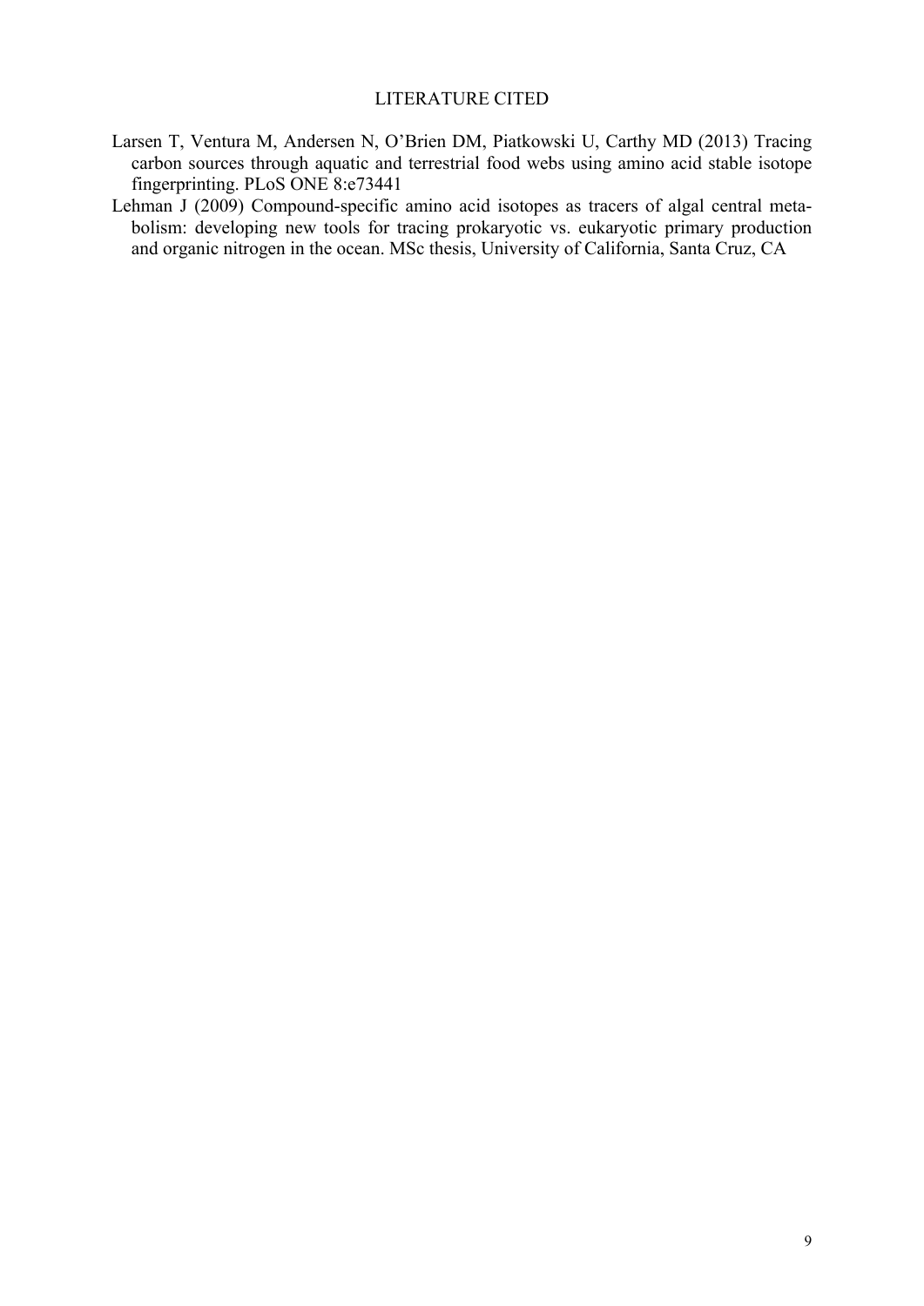## LITERATURE CITED

Larsen T, Ventura M, Andersen N, O'Brien DM, Piatkowski U, Carthy MD (2013) Tracing carbon sources through aquatic and terrestrial food webs using amino acid stable isotope fingerprinting. PLoS ONE 8:e73441

Lehman J (2009) Compound-specific amino acid isotopes as tracers of algal central metabolism: developing new tools for tracing prokaryotic vs. eukaryotic primary production and organic nitrogen in the ocean. MSc thesis, University of California, Santa Cruz, CA